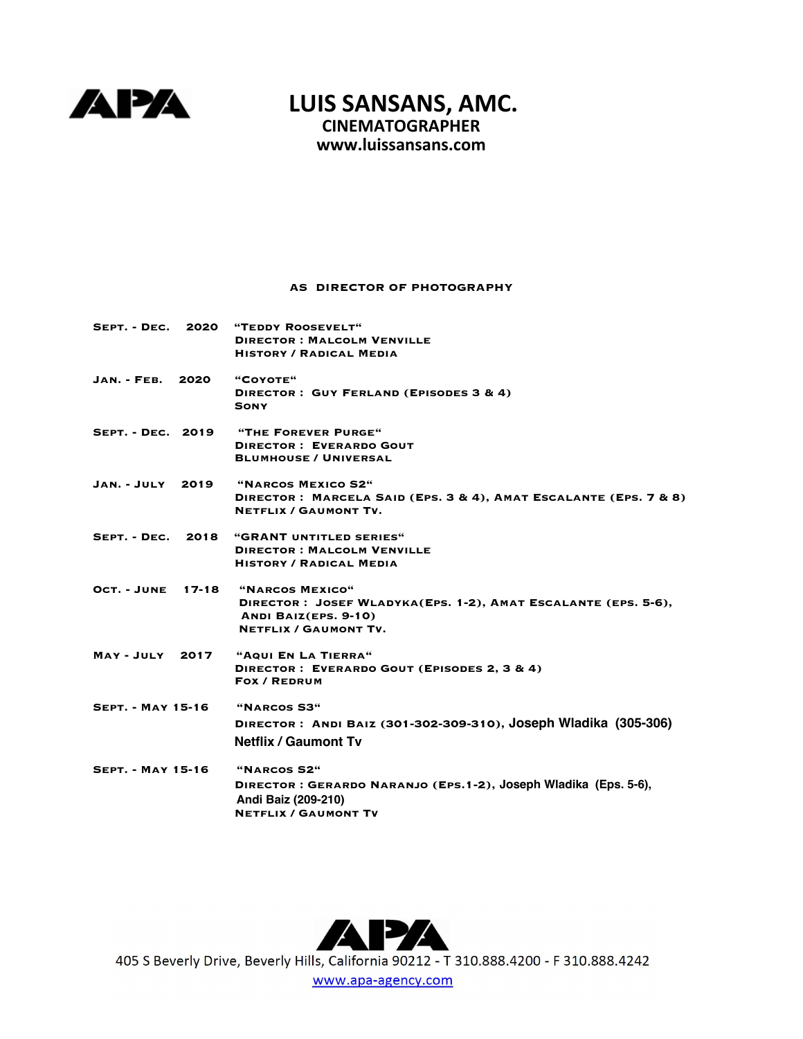APA

# LUIS SANSANS, AMC.

## CINEMATOGRAPHER

**www.luissansans.com**

### AS DIRECTOR OF PHOTOGRAPHY

**Sept. - Dec. 2020** — "Teddy Roosevelt"
Director : Malcolm Venville
History / Radical Media

**Jan. - Feb. 2020** — "Coyote"
Director : Guy Ferland (Episodes 3 & 4)
Sony

**Sept. - Dec. 2019** — "The Forever Purge"
Director : Everardo Gout
Blumhouse / Universal

**Jan. - July 2019** — "Narcos Mexico S2"
Director : Marcela Said (Eps. 3 & 4), Amat Escalante (Eps. 7 & 8)
Netflix / Gaumont Tv.

**Sept. - Dec. 2018** — "GRANT untitled series"
Director : Malcolm Venville
History / Radical Media

**Oct. - June 17-18** — "Narcos Mexico"
Director : Josef Wladyka(Eps. 1-2), Amat Escalante (eps. 5-6), Andi Baiz(eps. 9-10)
Netflix / Gaumont Tv.

**May - July 2017** — "Aqui En La Tierra"
Director : Everardo Gout (Episodes 2, 3 & 4)
Fox / Redrum

**Sept. - May 15-16** — "Narcos S3"
Director : Andi Baiz (301-302-309-310), Joseph Wladika (305-306)
Netflix / Gaumont Tv

**Sept. - May 15-16** — "Narcos S2"
Director : Gerardo Naranjo (Eps.1-2), Joseph Wladika (Eps. 5-6), Andi Baiz (209-210)
Netflix / Gaumont Tv

APA
405 S Beverly Drive, Beverly Hills, California 90212 - T 310.888.4200 - F 310.888.4242
www.apa-agency.com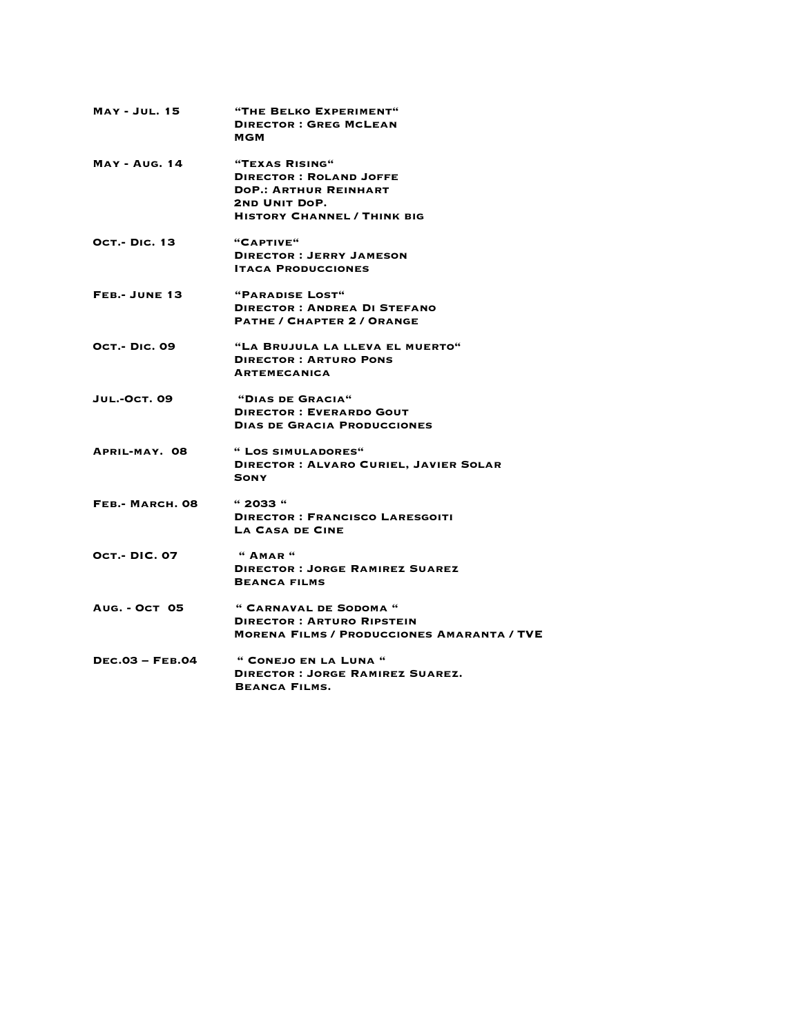| | |
|---|---|
| **May - Jul. 15** | **"The Belko Experiment"**<br>**Director : Greg McLean**<br>**MGM** |
| **May - Aug. 14** | **"Texas Rising"**<br>**Director : Roland Joffe**<br>**DoP.: Arthur Reinhart**<br>**2nd Unit DoP.**<br>**History Channel / Think big** |
| **Oct.- Dic. 13** | **"Captive"**<br>**Director : Jerry Jameson**<br>**Itaca Producciones** |
| **Feb.- June 13** | **"Paradise Lost"**<br>**Director : Andrea Di Stefano**<br>**Pathe / Chapter 2 / Orange** |
| **Oct.- Dic. 09** | **"La Brujula la lleva el muerto"**<br>**Director : Arturo Pons**<br>**Artemecanica** |
| **Jul.-Oct. 09** | **"Dias de Gracia"**<br>**Director : Everardo Gout**<br>**Dias de Gracia Producciones** |
| **April-may. 08** | **" Los simuladores"**<br>**Director : Alvaro Curiel, Javier Solar**<br>**Sony** |
| **Feb.- March. 08** | **" 2033 "**<br>**Director : Francisco Laresgoiti**<br>**La Casa de Cine** |
| **Oct.- DIC. 07** | **" Amar "**<br>**Director : Jorge Ramirez Suarez**<br>**Beanca films** |
| **Aug. - Oct 05** | **" Carnaval de Sodoma "**<br>**Director : Arturo Ripstein**<br>**Morena Films / Producciones Amaranta / TVE** |
| **Dec.03 – Feb.04** | **" Conejo en la Luna "**<br>**Director : Jorge Ramirez Suarez.**<br>**Beanca Films.** |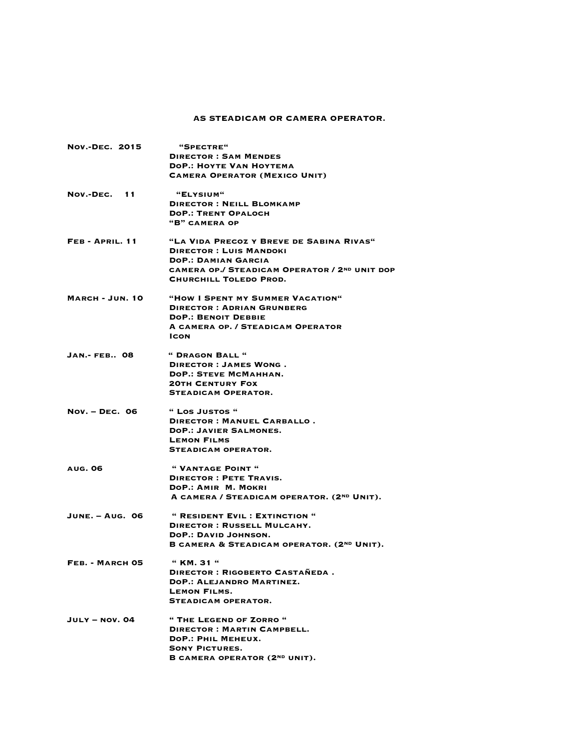## AS STEADICAM OR CAMERA OPERATOR.

**Nov.-Dec. 2015**
"Spectre"
Director : Sam Mendes
DoP.: Hoyte Van Hoytema
Camera Operator (Mexico Unit)

**Nov.-Dec. 11**
"Elysium"
Director : Neill Blomkamp
DoP.: Trent Opaloch
"B" camera op

**Feb - April. 11**
"La Vida Precoz y Breve de Sabina Rivas"
Director : Luis Mandoki
DoP.: Damian Garcia
camera op./ Steadicam Operator / 2nd unit dop
Churchill Toledo Prod.

**March - Jun. 10**
"How I Spent my Summer Vacation"
Director : Adrian Grunberg
DoP.: Benoit Debbie
A camera op. / Steadicam Operator
Icon

**Jan.- feb.. 08**
" Dragon Ball "
Director : James Wong .
DoP.: Steve McMahhan.
20th Century Fox
Steadicam Operator.

**Nov. – Dec. 06**
" Los Justos "
Director : Manuel Carballo .
DoP.: Javier Salmones.
Lemon Films
Steadicam operator.

**aug. 06**
" Vantage Point "
Director : Pete Travis.
DoP.: Amir M. Mokri
A camera / Steadicam operator. (2nd Unit).

**June. – Aug. 06**
" Resident Evil : Extinction "
Director : Russell Mulcahy.
DoP.: David Johnson.
B camera & Steadicam operator. (2nd Unit).

**Feb. - March 05**
" KM. 31 "
Director : Rigoberto Castañeda .
DoP.: Alejandro Martinez.
Lemon Films.
Steadicam operator.

**July – nov. 04**
" The Legend of Zorro "
Director : Martin Campbell.
DoP.: Phil Meheux.
Sony Pictures.
B camera operator (2nd unit).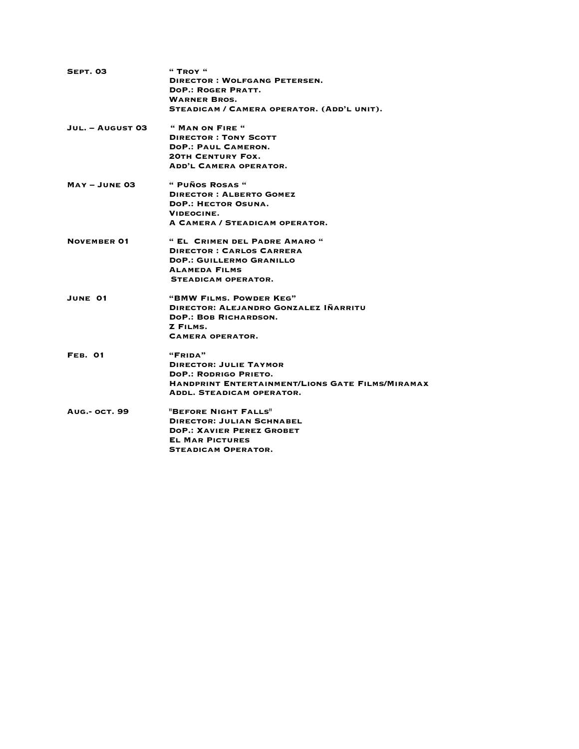**Sept. 03** — **" Troy "**
**Director : Wolfgang Petersen.**
**DoP.: Roger Pratt.**
**Warner Bros.**
**Steadicam / Camera operator. (Add'l unit).**

**Jul. – August 03** — **" Man on Fire "**
**Director : Tony Scott**
**DoP.: Paul Cameron.**
**20th Century Fox.**
**Add'l Camera operator.**

**May – June 03** — **" Puños Rosas "**
**Director : Alberto Gomez**
**DoP.: Hector Osuna.**
**Videocine.**
**A Camera / Steadicam operator.**

**November 01** — **" El Crimen del Padre Amaro "**
**Director : Carlos Carrera**
**DoP.: Guillermo Granillo**
**Alameda Films**
**Steadicam operator.**

**June 01** — **"BMW Films. Powder Keg"**
**Director: Alejandro Gonzalez Iñarritu**
**DoP.: Bob Richardson.**
**Z Films.**
**Camera operator.**

**Feb. 01** — **"Frida"**
**Director: Julie Taymor**
**DoP.: Rodrigo Prieto.**
**Handprint Entertainment/Lions Gate Films/Miramax**
**Addl. Steadicam operator.**

**Aug.- oct. 99** — **"Before Night Falls"**
**Director: Julian Schnabel**
**DoP.: Xavier Perez Grobet**
**El Mar Pictures**
**Steadicam Operator.**